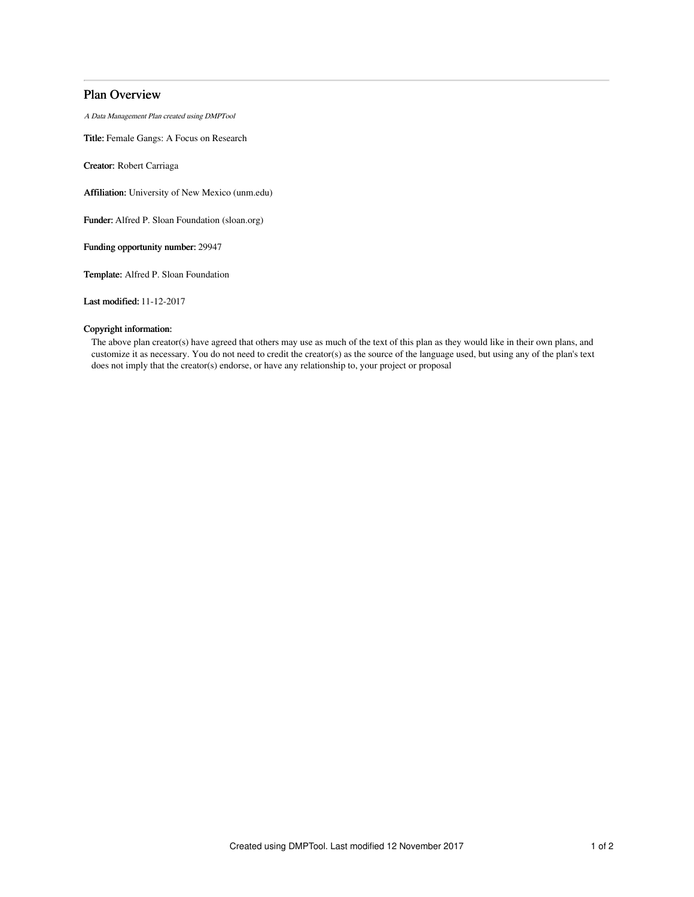# Plan Overview

*A Data Management Plan created using DMPTool*

**Title:** Female Gangs: A Focus on Research

**Creator:** Robert Carriaga

**Affiliation:** University of New Mexico (unm.edu)

**Funder:** Alfred P. Sloan Foundation (sloan.org)

**Funding opportunity number:** 29947

**Template:** Alfred P. Sloan Foundation

**Last modified:** 11-12-2017

**Copyright information:**

The above plan creator(s) have agreed that others may use as much of the text of this plan as they would like in their own plans, and customize it as necessary. You do not need to credit the creator(s) as the source of the language used, but using any of the plan's text does not imply that the creator(s) endorse, or have any relationship to, your project or proposal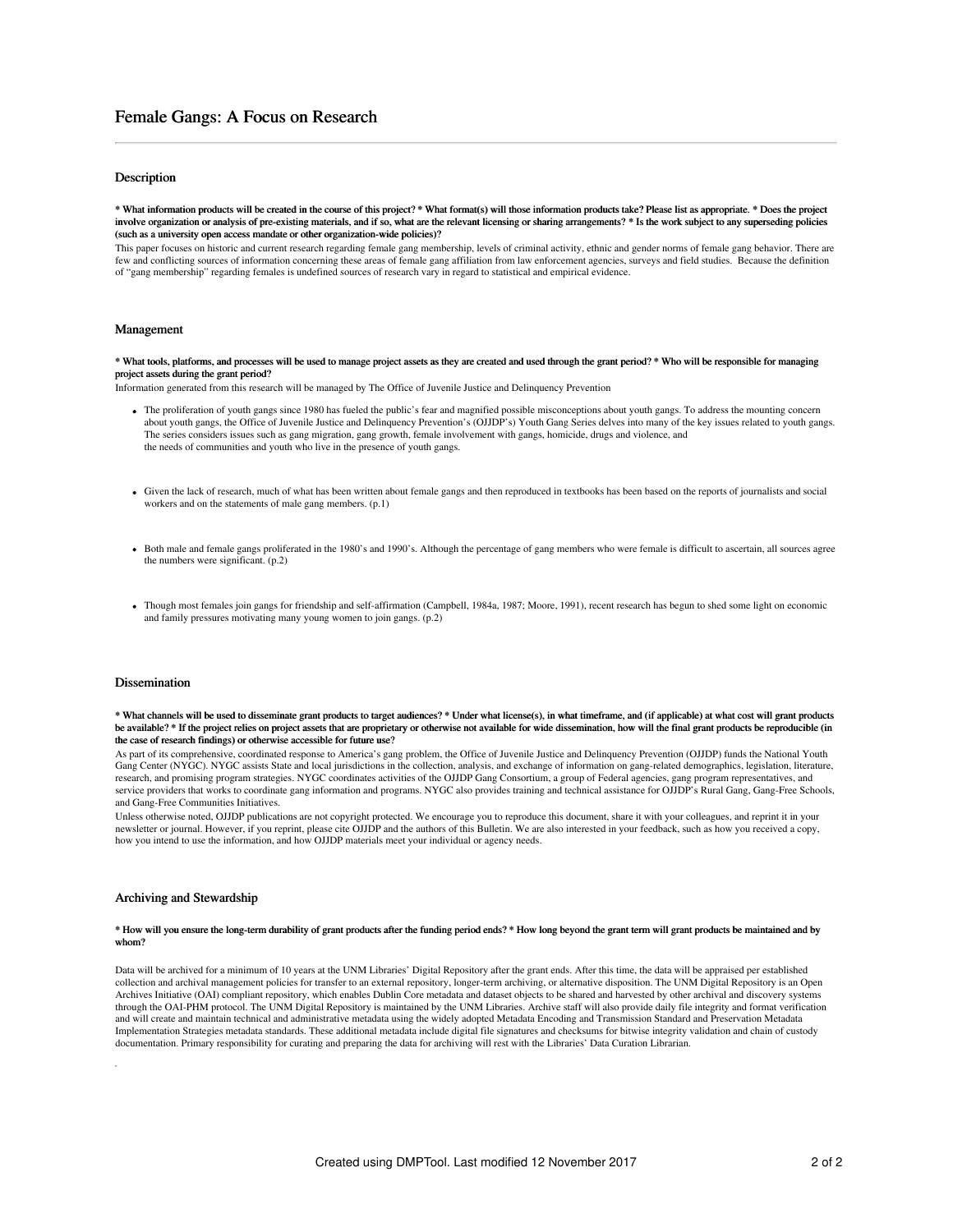# Female Gangs: A Focus on Research

## Description

**\* What information products will be created in the course of this project? \* What format(s) will those information products take? Please list as appropriate. \* Does the project involve organization or analysis of pre-existing materials, and if so, what are the relevant licensing or sharing arrangements? \* Is the work subject to any superseding policies (such as a university open access mandate or other organization-wide policies)?**

This paper focuses on historic and current research regarding female gang membership, levels of criminal activity, ethnic and gender norms of female gang behavior. There are few and conflicting sources of information concerning these areas of female gang affiliation from law enforcement agencies, surveys and field studies. Because the definition of "gang membership" regarding females is undefined sources of research vary in regard to statistical and empirical evidence.

## Management

**\* What tools, platforms, and processes will be used to manage project assets as they are created and used through the grant period? \* Who will be responsible for managing project assets during the grant period?**

Information generated from this research will be managed by The Office of Juvenile Justice and Delinquency Prevention

- The proliferation of youth gangs since 1980 has fueled the public's fear and magnified possible misconceptions about youth gangs. To address the mounting concern about youth gangs, the Office of Juvenile Justice and Delinquency Prevention's (OJJDP's) Youth Gang Series delves into many of the key issues related to youth gangs. The series considers issues such as gang migration, gang growth, female involvement with gangs, homicide, drugs and violence, and the needs of communities and youth who live in the presence of youth gangs.

- Given the lack of research, much of what has been written about female gangs and then reproduced in textbooks has been based on the reports of journalists and social workers and on the statements of male gang members. (p.1)

- Both male and female gangs proliferated in the 1980's and 1990's. Although the percentage of gang members who were female is difficult to ascertain, all sources agree the numbers were significant. (p.2)

- Though most females join gangs for friendship and self-affirmation (Campbell, 1984a, 1987; Moore, 1991), recent research has begun to shed some light on economic and family pressures motivating many young women to join gangs. (p.2)

## Dissemination

**\* What channels will be used to disseminate grant products to target audiences? \* Under what license(s), in what timeframe, and (if applicable) at what cost will grant products be available? \* If the project relies on project assets that are proprietary or otherwise not available for wide dissemination, how will the final grant products be reproducible (in the case of research findings) or otherwise accessible for future use?**

As part of its comprehensive, coordinated response to America's gang problem, the Office of Juvenile Justice and Delinquency Prevention (OJJDP) funds the National Youth Gang Center (NYGC). NYGC assists State and local jurisdictions in the collection, analysis, and exchange of information on gang-related demographics, legislation, literature, research, and promising program strategies. NYGC coordinates activities of the OJJDP Gang Consortium, a group of Federal agencies, gang program representatives, and service providers that works to coordinate gang information and programs. NYGC also provides training and technical assistance for OJJDP's Rural Gang, Gang-Free Schools, and Gang-Free Communities Initiatives.

Unless otherwise noted, OJJDP publications are not copyright protected. We encourage you to reproduce this document, share it with your colleagues, and reprint it in your newsletter or journal. However, if you reprint, please cite OJJDP and the authors of this Bulletin. We are also interested in your feedback, such as how you received a copy, how you intend to use the information, and how OJJDP materials meet your individual or agency needs.

## Archiving and Stewardship

**\* How will you ensure the long-term durability of grant products after the funding period ends? \* How long beyond the grant term will grant products be maintained and by whom?**

Data will be archived for a minimum of 10 years at the UNM Libraries' Digital Repository after the grant ends. After this time, the data will be appraised per established collection and archival management policies for transfer to an external repository, longer-term archiving, or alternative disposition. The UNM Digital Repository is an Open Archives Initiative (OAI) compliant repository, which enables Dublin Core metadata and dataset objects to be shared and harvested by other archival and discovery systems through the OAI-PHM protocol. The UNM Digital Repository is maintained by the UNM Libraries. Archive staff will also provide daily file integrity and format verification and will create and maintain technical and administrative metadata using the widely adopted Metadata Encoding and Transmission Standard and Preservation Metadata Implementation Strategies metadata standards. These additional metadata include digital file signatures and checksums for bitwise integrity validation and chain of custody documentation. Primary responsibility for curating and preparing the data for archiving will rest with the Libraries' Data Curation Librarian.

Created using DMPTool. Last modified 12 November 2017